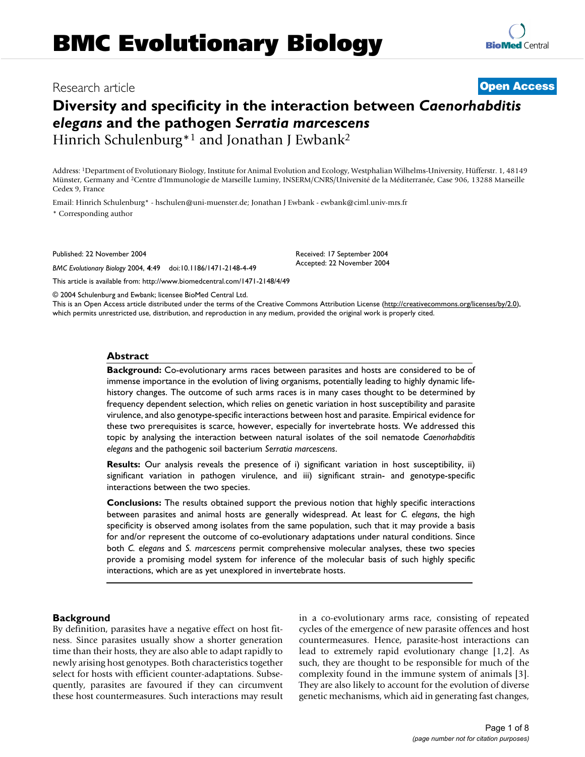# BMC Evolutionary Biology

Research article

**Open Access**

# Diversity and specificity in the interaction between *Caenorhabditis elegans* and the pathogen *Serratia marcescens*

Hinrich Schulenburg*[1] and Jonathan J Ewbank[2]

Address: [1]Department of Evolutionary Biology, Institute for Animal Evolution and Ecology, Westphalian Wilhelms-University, Hüfferstr. 1, 48149 Münster, Germany and [2]Centre d'Immunologie de Marseille Luminy, INSERM/CNRS/Université de la Méditerranée, Case 906, 13288 Marseille Cedex 9, France

Email: Hinrich Schulenburg* - hschulen@uni-muenster.de; Jonathan J Ewbank - ewbank@ciml.univ-mrs.fr

\* Corresponding author

Published: 22 November 2004

*BMC Evolutionary Biology* 2004, **4**:49 doi:10.1186/1471-2148-4-49

Received: 17 September 2004
Accepted: 22 November 2004

This article is available from: http://www.biomedcentral.com/1471-2148/4/49

© 2004 Schulenburg and Ewbank; licensee BioMed Central Ltd.
This is an Open Access article distributed under the terms of the Creative Commons Attribution License (http://creativecommons.org/licenses/by/2.0), which permits unrestricted use, distribution, and reproduction in any medium, provided the original work is properly cited.

## Abstract

**Background:** Co-evolutionary arms races between parasites and hosts are considered to be of immense importance in the evolution of living organisms, potentially leading to highly dynamic life-history changes. The outcome of such arms races is in many cases thought to be determined by frequency dependent selection, which relies on genetic variation in host susceptibility and parasite virulence, and also genotype-specific interactions between host and parasite. Empirical evidence for these two prerequisites is scarce, however, especially for invertebrate hosts. We addressed this topic by analysing the interaction between natural isolates of the soil nematode *Caenorhabditis elegans* and the pathogenic soil bacterium *Serratia marcescens*.

**Results:** Our analysis reveals the presence of i) significant variation in host susceptibility, ii) significant variation in pathogen virulence, and iii) significant strain- and genotype-specific interactions between the two species.

**Conclusions:** The results obtained support the previous notion that highly specific interactions between parasites and animal hosts are generally widespread. At least for *C. elegans*, the high specificity is observed among isolates from the same population, such that it may provide a basis for and/or represent the outcome of co-evolutionary adaptations under natural conditions. Since both *C. elegans* and *S. marcescens* permit comprehensive molecular analyses, these two species provide a promising model system for inference of the molecular basis of such highly specific interactions, which are as yet unexplored in invertebrate hosts.

## Background

By definition, parasites have a negative effect on host fitness. Since parasites usually show a shorter generation time than their hosts, they are also able to adapt rapidly to newly arising host genotypes. Both characteristics together select for hosts with efficient counter-adaptations. Subsequently, parasites are favoured if they can circumvent these host countermeasures. Such interactions may result in a co-evolutionary arms race, consisting of repeated cycles of the emergence of new parasite offences and host countermeasures. Hence, parasite-host interactions can lead to extremely rapid evolutionary change [1,2]. As such, they are thought to be responsible for much of the complexity found in the immune system of animals [3]. They are also likely to account for the evolution of diverse genetic mechanisms, which aid in generating fast changes,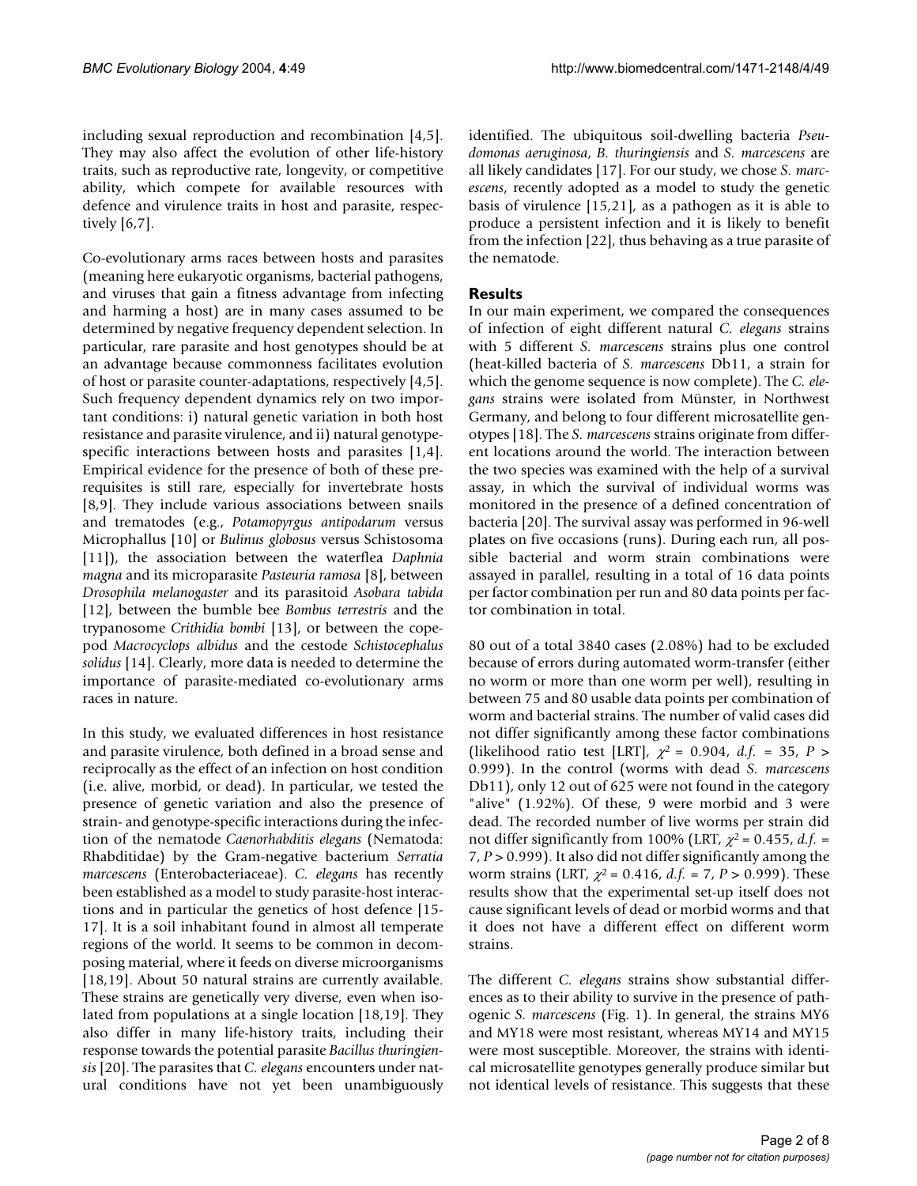including sexual reproduction and recombination [4,5]. They may also affect the evolution of other life-history traits, such as reproductive rate, longevity, or competitive ability, which compete for available resources with defence and virulence traits in host and parasite, respectively [6,7].

Co-evolutionary arms races between hosts and parasites (meaning here eukaryotic organisms, bacterial pathogens, and viruses that gain a fitness advantage from infecting and harming a host) are in many cases assumed to be determined by negative frequency dependent selection. In particular, rare parasite and host genotypes should be at an advantage because commonness facilitates evolution of host or parasite counter-adaptations, respectively [4,5]. Such frequency dependent dynamics rely on two important conditions: i) natural genetic variation in both host resistance and parasite virulence, and ii) natural genotype-specific interactions between hosts and parasites [1,4]. Empirical evidence for the presence of both of these prerequisites is still rare, especially for invertebrate hosts [8,9]. They include various associations between snails and trematodes (e.g., *Potamopyrgus antipodarum* versus Microphallus [10] or *Bulinus globosus* versus Schistosoma [11]), the association between the waterflea *Daphnia magna* and its microparasite *Pasteuria ramosa* [8], between *Drosophila melanogaster* and its parasitoid *Asobara tabida* [12], between the bumble bee *Bombus terrestris* and the trypanosome *Crithidia bombi* [13], or between the copepod *Macrocyclops albidus* and the cestode *Schistocephalus solidus* [14]. Clearly, more data is needed to determine the importance of parasite-mediated co-evolutionary arms races in nature.

In this study, we evaluated differences in host resistance and parasite virulence, both defined in a broad sense and reciprocally as the effect of an infection on host condition (i.e. alive, morbid, or dead). In particular, we tested the presence of genetic variation and also the presence of strain- and genotype-specific interactions during the infection of the nematode *Caenorhabditis elegans* (Nematoda: Rhabditidae) by the Gram-negative bacterium *Serratia marcescens* (Enterobacteriaceae). *C. elegans* has recently been established as a model to study parasite-host interactions and in particular the genetics of host defence [15-17]. It is a soil inhabitant found in almost all temperate regions of the world. It seems to be common in decomposing material, where it feeds on diverse microorganisms [18,19]. About 50 natural strains are currently available. These strains are genetically very diverse, even when isolated from populations at a single location [18,19]. They also differ in many life-history traits, including their response towards the potential parasite *Bacillus thuringiensis* [20]. The parasites that *C. elegans* encounters under natural conditions have not yet been unambiguously identified. The ubiquitous soil-dwelling bacteria *Pseudomonas aeruginosa*, *B. thuringiensis* and *S. marcescens* are all likely candidates [17]. For our study, we chose *S. marcescens*, recently adopted as a model to study the genetic basis of virulence [15,21], as a pathogen as it is able to produce a persistent infection and it is likely to benefit from the infection [22], thus behaving as a true parasite of the nematode.

## Results

In our main experiment, we compared the consequences of infection of eight different natural *C. elegans* strains with 5 different *S. marcescens* strains plus one control (heat-killed bacteria of *S. marcescens* Db11, a strain for which the genome sequence is now complete). The *C. elegans* strains were isolated from Münster, in Northwest Germany, and belong to four different microsatellite genotypes [18]. The *S. marcescens* strains originate from different locations around the world. The interaction between the two species was examined with the help of a survival assay, in which the survival of individual worms was monitored in the presence of a defined concentration of bacteria [20]. The survival assay was performed in 96-well plates on five occasions (runs). During each run, all possible bacterial and worm strain combinations were assayed in parallel, resulting in a total of 16 data points per factor combination per run and 80 data points per factor combination in total.

80 out of a total 3840 cases (2.08%) had to be excluded because of errors during automated worm-transfer (either no worm or more than one worm per well), resulting in between 75 and 80 usable data points per combination of worm and bacterial strains. The number of valid cases did not differ significantly among these factor combinations (likelihood ratio test [LRT], $\chi^2 = 0.904$, *d.f.* = 35, $P > 0.999$). In the control (worms with dead *S. marcescens* Db11), only 12 out of 625 were not found in the category "alive" (1.92%). Of these, 9 were morbid and 3 were dead. The recorded number of live worms per strain did not differ significantly from 100% (LRT, $\chi^2 = 0.455$, *d.f.* = 7, $P > 0.999$). It also did not differ significantly among the worm strains (LRT, $\chi^2 = 0.416$, *d.f.* = 7, $P > 0.999$). These results show that the experimental set-up itself does not cause significant levels of dead or morbid worms and that it does not have a different effect on different worm strains.

The different *C. elegans* strains show substantial differences as to their ability to survive in the presence of pathogenic *S. marcescens* (Fig. 1). In general, the strains MY6 and MY18 were most resistant, whereas MY14 and MY15 were most susceptible. Moreover, the strains with identical microsatellite genotypes generally produce similar but not identical levels of resistance. This suggests that these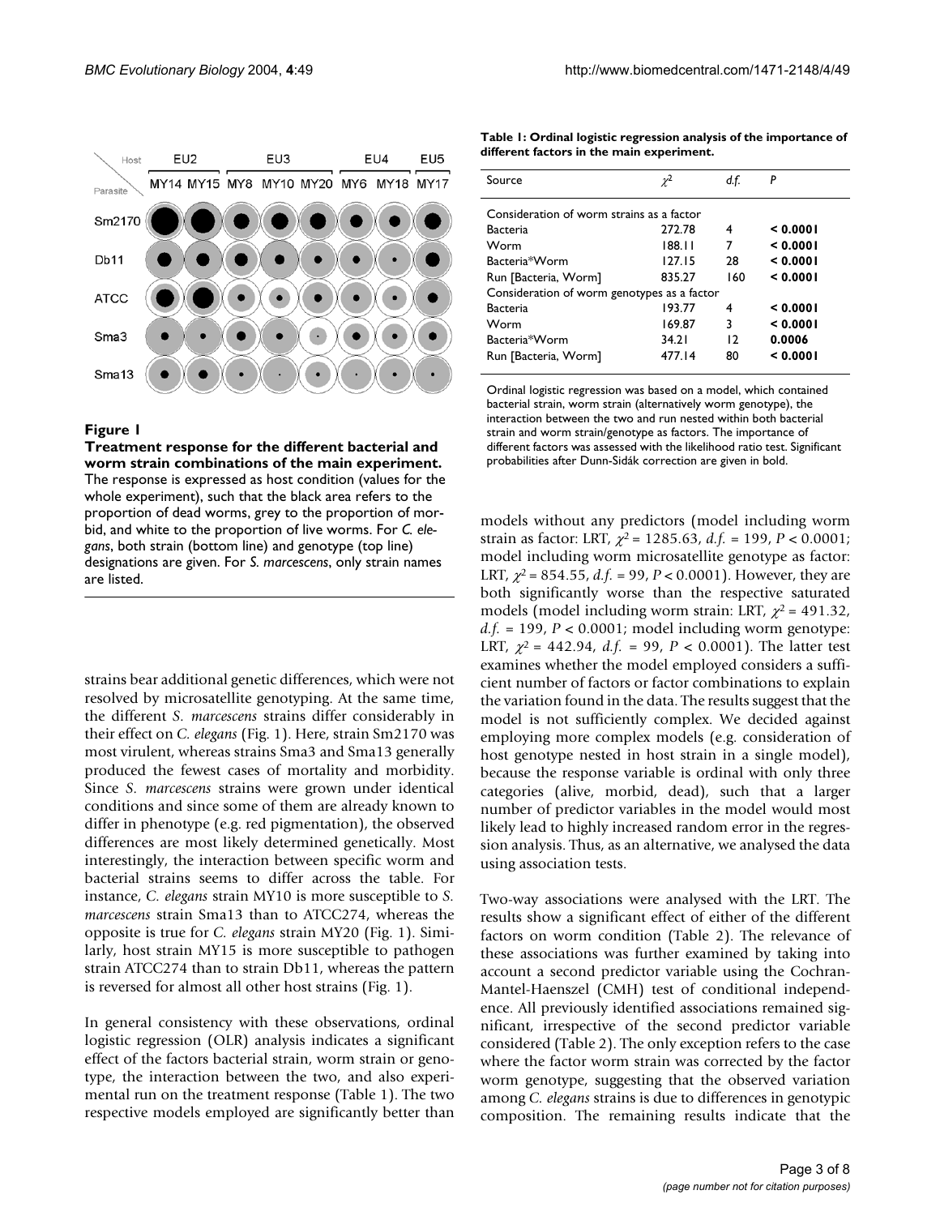**Figure 1**

**Treatment response for the different bacterial and worm strain combinations of the main experiment.** The response is expressed as host condition (values for the whole experiment), such that the black area refers to the proportion of dead worms, grey to the proportion of morbid, and white to the proportion of live worms. For *C. elegans*, both strain (bottom line) and genotype (top line) designations are given. For *S. marcescens*, only strain names are listed.

**Table 1: Ordinal logistic regression analysis of the importance of different factors in the main experiment.**

| Source | $\chi^2$ | d.f. | P |
|---|---|---|---|
| Consideration of worm strains as a factor | | | |
| Bacteria | 272.78 | 4 | **< 0.0001** |
| Worm | 188.11 | 7 | **< 0.0001** |
| Bacteria*Worm | 127.15 | 28 | **< 0.0001** |
| Run [Bacteria, Worm] | 835.27 | 160 | **< 0.0001** |
| Consideration of worm genotypes as a factor | | | |
| Bacteria | 193.77 | 4 | **< 0.0001** |
| Worm | 169.87 | 3 | **< 0.0001** |
| Bacteria*Worm | 34.21 | 12 | **0.0006** |
| Run [Bacteria, Worm] | 477.14 | 80 | **< 0.0001** |

Ordinal logistic regression was based on a model, which contained bacterial strain, worm strain (alternatively worm genotype), the interaction between the two and run nested within both bacterial strain and worm strain/genotype as factors. The importance of different factors was assessed with the likelihood ratio test. Significant probabilities after Dunn-Sidák correction are given in bold.

strains bear additional genetic differences, which were not resolved by microsatellite genotyping. At the same time, the different *S. marcescens* strains differ considerably in their effect on *C. elegans* (Fig. 1). Here, strain Sm2170 was most virulent, whereas strains Sma3 and Sma13 generally produced the fewest cases of mortality and morbidity. Since *S. marcescens* strains were grown under identical conditions and since some of them are already known to differ in phenotype (e.g. red pigmentation), the observed differences are most likely determined genetically. Most interestingly, the interaction between specific worm and bacterial strains seems to differ across the table. For instance, *C. elegans* strain MY10 is more susceptible to *S. marcescens* strain Sma13 than to ATCC274, whereas the opposite is true for *C. elegans* strain MY20 (Fig. 1). Similarly, host strain MY15 is more susceptible to pathogen strain ATCC274 than to strain Db11, whereas the pattern is reversed for almost all other host strains (Fig. 1).

In general consistency with these observations, ordinal logistic regression (OLR) analysis indicates a significant effect of the factors bacterial strain, worm strain or genotype, the interaction between the two, and also experimental run on the treatment response (Table 1). The two respective models employed are significantly better than models without any predictors (model including worm strain as factor: LRT, $\chi^2 = 1285.63$, *d.f.* = 199, $P < 0.0001$; model including worm microsatellite genotype as factor: LRT, $\chi^2 = 854.55$, *d.f.* = 99, $P < 0.0001$). However, they are both significantly worse than the respective saturated models (model including worm strain: LRT, $\chi^2 = 491.32$, *d.f.* = 199, $P < 0.0001$; model including worm genotype: LRT, $\chi^2 = 442.94$, *d.f.* = 99, $P < 0.0001$). The latter test examines whether the model employed considers a sufficient number of factors or factor combinations to explain the variation found in the data. The results suggest that the model is not sufficiently complex. We decided against employing more complex models (e.g. consideration of host genotype nested in host strain in a single model), because the response variable is ordinal with only three categories (alive, morbid, dead), such that a larger number of predictor variables in the model would most likely lead to highly increased random error in the regression analysis. Thus, as an alternative, we analysed the data using association tests.

Two-way associations were analysed with the LRT. The results show a significant effect of either of the different factors on worm condition (Table 2). The relevance of these associations was further examined by taking into account a second predictor variable using the Cochran-Mantel-Haenszel (CMH) test of conditional independence. All previously identified associations remained significant, irrespective of the second predictor variable considered (Table 2). The only exception refers to the case where the factor worm strain was corrected by the factor worm genotype, suggesting that the observed variation among *C. elegans* strains is due to differences in genotypic composition. The remaining results indicate that the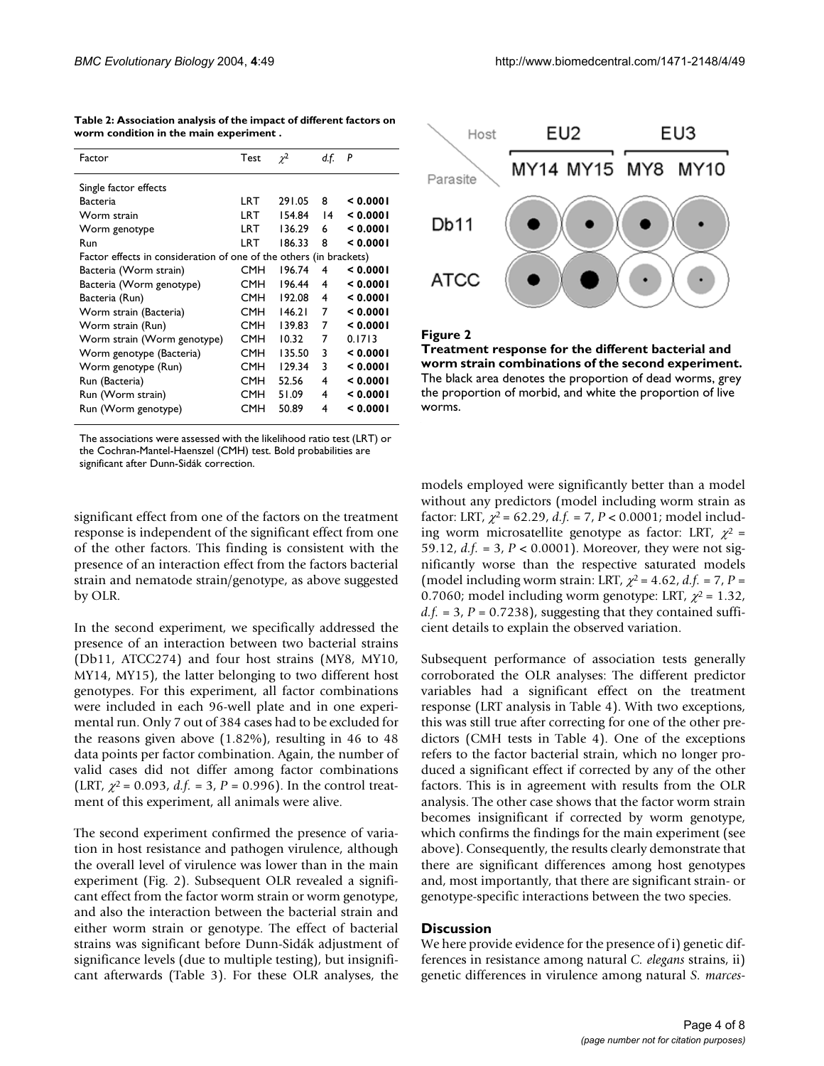**Table 2: Association analysis of the impact of different factors on worm condition in the main experiment .**

| Factor | Test | $\chi^2$ | *d.f.* | *P* |
|---|---|---|---|---|
| Single factor effects | | | | |
| Bacteria | LRT | 291.05 | 8 | **< 0.0001** |
| Worm strain | LRT | 154.84 | 14 | **< 0.0001** |
| Worm genotype | LRT | 136.29 | 6 | **< 0.0001** |
| Run | LRT | 186.33 | 8 | **< 0.0001** |
| Factor effects in consideration of one of the others (in brackets) | | | | |
| Bacteria (Worm strain) | CMH | 196.74 | 4 | **< 0.0001** |
| Bacteria (Worm genotype) | CMH | 196.44 | 4 | **< 0.0001** |
| Bacteria (Run) | CMH | 192.08 | 4 | **< 0.0001** |
| Worm strain (Bacteria) | CMH | 146.21 | 7 | **< 0.0001** |
| Worm strain (Run) | CMH | 139.83 | 7 | **< 0.0001** |
| Worm strain (Worm genotype) | CMH | 10.32 | 7 | 0.1713 |
| Worm genotype (Bacteria) | CMH | 135.50 | 3 | **< 0.0001** |
| Worm genotype (Run) | CMH | 129.34 | 3 | **< 0.0001** |
| Run (Bacteria) | CMH | 52.56 | 4 | **< 0.0001** |
| Run (Worm strain) | CMH | 51.09 | 4 | **< 0.0001** |
| Run (Worm genotype) | CMH | 50.89 | 4 | **< 0.0001** |

The associations were assessed with the likelihood ratio test (LRT) or the Cochran-Mantel-Haenszel (CMH) test. Bold probabilities are significant after Dunn-Sidák correction.

**Figure 2**

**Treatment response for the different bacterial and worm strain combinations of the second experiment.** The black area denotes the proportion of dead worms, grey the proportion of morbid, and white the proportion of live worms.

significant effect from one of the factors on the treatment response is independent of the significant effect from one of the other factors. This finding is consistent with the presence of an interaction effect from the factors bacterial strain and nematode strain/genotype, as above suggested by OLR.

In the second experiment, we specifically addressed the presence of an interaction between two bacterial strains (Db11, ATCC274) and four host strains (MY8, MY10, MY14, MY15), the latter belonging to two different host genotypes. For this experiment, all factor combinations were included in each 96-well plate and in one experimental run. Only 7 out of 384 cases had to be excluded for the reasons given above (1.82%), resulting in 46 to 48 data points per factor combination. Again, the number of valid cases did not differ among factor combinations (LRT, $\chi^2$ = 0.093, *d.f.* = 3, *P* = 0.996). In the control treatment of this experiment, all animals were alive.

The second experiment confirmed the presence of variation in host resistance and pathogen virulence, although the overall level of virulence was lower than in the main experiment (Fig. 2). Subsequent OLR revealed a significant effect from the factor worm strain or worm genotype, and also the interaction between the bacterial strain and either worm strain or genotype. The effect of bacterial strains was significant before Dunn-Sidák adjustment of significance levels (due to multiple testing), but insignificant afterwards (Table 3). For these OLR analyses, the models employed were significantly better than a model without any predictors (model including worm strain as factor: LRT, $\chi^2$ = 62.29, *d.f.* = 7, *P* < 0.0001; model including worm microsatellite genotype as factor: LRT, $\chi^2$ = 59.12, *d.f.* = 3, *P* < 0.0001). Moreover, they were not significantly worse than the respective saturated models (model including worm strain: LRT, $\chi^2$ = 4.62, *d.f.* = 7, *P* = 0.7060; model including worm genotype: LRT, $\chi^2$ = 1.32, *d.f.* = 3, *P* = 0.7238), suggesting that they contained sufficient details to explain the observed variation.

Subsequent performance of association tests generally corroborated the OLR analyses: The different predictor variables had a significant effect on the treatment response (LRT analysis in Table 4). With two exceptions, this was still true after correcting for one of the other predictors (CMH tests in Table 4). One of the exceptions refers to the factor bacterial strain, which no longer produced a significant effect if corrected by any of the other factors. This is in agreement with results from the OLR analysis. The other case shows that the factor worm strain becomes insignificant if corrected by worm genotype, which confirms the findings for the main experiment (see above). Consequently, the results clearly demonstrate that there are significant differences among host genotypes and, most importantly, that there are significant strain- or genotype-specific interactions between the two species.

## Discussion

We here provide evidence for the presence of i) genetic differences in resistance among natural *C. elegans* strains, ii) genetic differences in virulence among natural *S. marces-*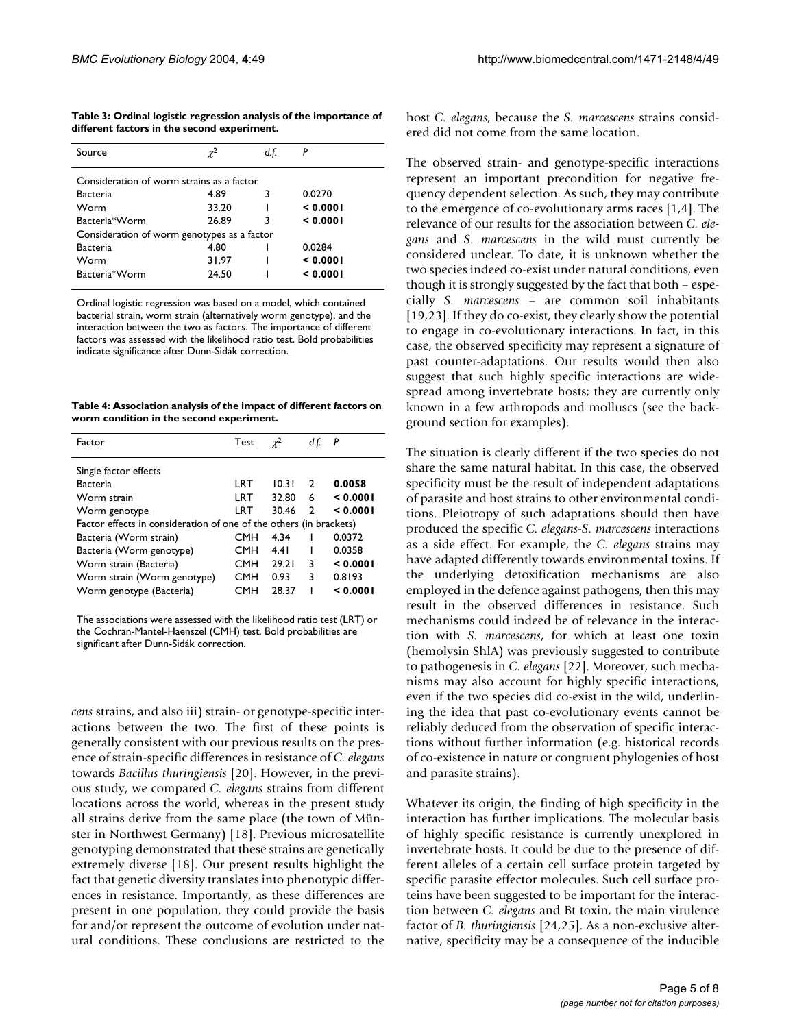**Table 3: Ordinal logistic regression analysis of the importance of different factors in the second experiment.**

| Source | $\chi^2$ | d.f. | P |
|---|---|---|---|
| Consideration of worm strains as a factor | | | |
| Bacteria | 4.89 | 3 | 0.0270 |
| Worm | 33.20 | 1 | **< 0.0001** |
| Bacteria*Worm | 26.89 | 3 | **< 0.0001** |
| Consideration of worm genotypes as a factor | | | |
| Bacteria | 4.80 | 1 | 0.0284 |
| Worm | 31.97 | 1 | **< 0.0001** |
| Bacteria*Worm | 24.50 | 1 | **< 0.0001** |

Ordinal logistic regression was based on a model, which contained bacterial strain, worm strain (alternatively worm genotype), and the interaction between the two as factors. The importance of different factors was assessed with the likelihood ratio test. Bold probabilities indicate significance after Dunn-Sidák correction.

**Table 4: Association analysis of the impact of different factors on worm condition in the second experiment.**

| Factor | Test | $\chi^2$ | d.f. | P |
|---|---|---|---|---|
| Single factor effects | | | | |
| Bacteria | LRT | 10.31 | 2 | **0.0058** |
| Worm strain | LRT | 32.80 | 6 | **< 0.0001** |
| Worm genotype | LRT | 30.46 | 2 | **< 0.0001** |
| Factor effects in consideration of one of the others (in brackets) | | | | |
| Bacteria (Worm strain) | CMH | 4.34 | 1 | 0.0372 |
| Bacteria (Worm genotype) | CMH | 4.41 | 1 | 0.0358 |
| Worm strain (Bacteria) | CMH | 29.21 | 3 | **< 0.0001** |
| Worm strain (Worm genotype) | CMH | 0.93 | 3 | 0.8193 |
| Worm genotype (Bacteria) | CMH | 28.37 | 1 | **< 0.0001** |

The associations were assessed with the likelihood ratio test (LRT) or the Cochran-Mantel-Haenszel (CMH) test. Bold probabilities are significant after Dunn-Sidák correction.

*cens* strains, and also iii) strain- or genotype-specific interactions between the two. The first of these points is generally consistent with our previous results on the presence of strain-specific differences in resistance of *C. elegans* towards *Bacillus thuringiensis* [20]. However, in the previous study, we compared *C. elegans* strains from different locations across the world, whereas in the present study all strains derive from the same place (the town of Münster in Northwest Germany) [18]. Previous microsatellite genotyping demonstrated that these strains are genetically extremely diverse [18]. Our present results highlight the fact that genetic diversity translates into phenotypic differences in resistance. Importantly, as these differences are present in one population, they could provide the basis for and/or represent the outcome of evolution under natural conditions. These conclusions are restricted to the host *C. elegans*, because the *S. marcescens* strains considered did not come from the same location.

The observed strain- and genotype-specific interactions represent an important precondition for negative frequency dependent selection. As such, they may contribute to the emergence of co-evolutionary arms races [1,4]. The relevance of our results for the association between *C. elegans* and *S. marcescens* in the wild must currently be considered unclear. To date, it is unknown whether the two species indeed co-exist under natural conditions, even though it is strongly suggested by the fact that both – especially *S. marcescens* – are common soil inhabitants [19,23]. If they do co-exist, they clearly show the potential to engage in co-evolutionary interactions. In fact, in this case, the observed specificity may represent a signature of past counter-adaptations. Our results would then also suggest that such highly specific interactions are widespread among invertebrate hosts; they are currently only known in a few arthropods and molluscs (see the background section for examples).

The situation is clearly different if the two species do not share the same natural habitat. In this case, the observed specificity must be the result of independent adaptations of parasite and host strains to other environmental conditions. Pleiotropy of such adaptations should then have produced the specific *C. elegans*-*S. marcescens* interactions as a side effect. For example, the *C. elegans* strains may have adapted differently towards environmental toxins. If the underlying detoxification mechanisms are also employed in the defence against pathogens, then this may result in the observed differences in resistance. Such mechanisms could indeed be of relevance in the interaction with *S. marcescens*, for which at least one toxin (hemolysin ShlA) was previously suggested to contribute to pathogenesis in *C. elegans* [22]. Moreover, such mechanisms may also account for highly specific interactions, even if the two species did co-exist in the wild, underlining the idea that past co-evolutionary events cannot be reliably deduced from the observation of specific interactions without further information (e.g. historical records of co-existence in nature or congruent phylogenies of host and parasite strains).

Whatever its origin, the finding of high specificity in the interaction has further implications. The molecular basis of highly specific resistance is currently unexplored in invertebrate hosts. It could be due to the presence of different alleles of a certain cell surface protein targeted by specific parasite effector molecules. Such cell surface proteins have been suggested to be important for the interaction between *C. elegans* and Bt toxin, the main virulence factor of *B. thuringiensis* [24,25]. As a non-exclusive alternative, specificity may be a consequence of the inducible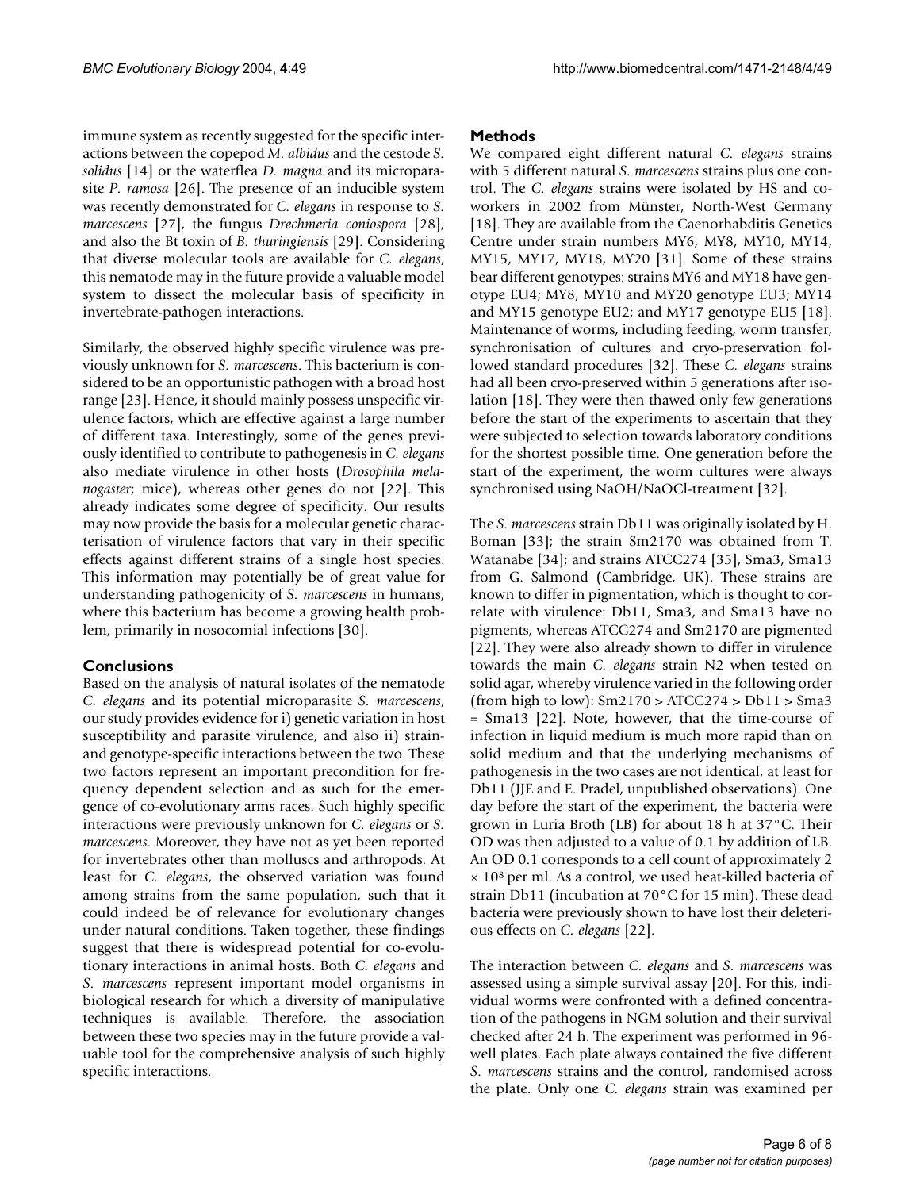immune system as recently suggested for the specific interactions between the copepod *M. albidus* and the cestode *S. solidus* [14] or the waterflea *D. magna* and its microparasite *P. ramosa* [26]. The presence of an inducible system was recently demonstrated for *C. elegans* in response to *S. marcescens* [27], the fungus *Drechmeria coniospora* [28], and also the Bt toxin of *B. thuringiensis* [29]. Considering that diverse molecular tools are available for *C. elegans*, this nematode may in the future provide a valuable model system to dissect the molecular basis of specificity in invertebrate-pathogen interactions.

Similarly, the observed highly specific virulence was previously unknown for *S. marcescens*. This bacterium is considered to be an opportunistic pathogen with a broad host range [23]. Hence, it should mainly possess unspecific virulence factors, which are effective against a large number of different taxa. Interestingly, some of the genes previously identified to contribute to pathogenesis in *C. elegans* also mediate virulence in other hosts (*Drosophila melanogaster*; mice), whereas other genes do not [22]. This already indicates some degree of specificity. Our results may now provide the basis for a molecular genetic characterisation of virulence factors that vary in their specific effects against different strains of a single host species. This information may potentially be of great value for understanding pathogenicity of *S. marcescens* in humans, where this bacterium has become a growing health problem, primarily in nosocomial infections [30].

## Conclusions

Based on the analysis of natural isolates of the nematode *C. elegans* and its potential microparasite *S. marcescens*, our study provides evidence for i) genetic variation in host susceptibility and parasite virulence, and also ii) strain- and genotype-specific interactions between the two. These two factors represent an important precondition for frequency dependent selection and as such for the emergence of co-evolutionary arms races. Such highly specific interactions were previously unknown for *C. elegans* or *S. marcescens*. Moreover, they have not as yet been reported for invertebrates other than molluscs and arthropods. At least for *C. elegans*, the observed variation was found among strains from the same population, such that it could indeed be of relevance for evolutionary changes under natural conditions. Taken together, these findings suggest that there is widespread potential for co-evolutionary interactions in animal hosts. Both *C. elegans* and *S. marcescens* represent important model organisms in biological research for which a diversity of manipulative techniques is available. Therefore, the association between these two species may in the future provide a valuable tool for the comprehensive analysis of such highly specific interactions.

## Methods

We compared eight different natural *C. elegans* strains with 5 different natural *S. marcescens* strains plus one control. The *C. elegans* strains were isolated by HS and co-workers in 2002 from Münster, North-West Germany [18]. They are available from the Caenorhabditis Genetics Centre under strain numbers MY6, MY8, MY10, MY14, MY15, MY17, MY18, MY20 [31]. Some of these strains bear different genotypes: strains MY6 and MY18 have genotype EU4; MY8, MY10 and MY20 genotype EU3; MY14 and MY15 genotype EU2; and MY17 genotype EU5 [18]. Maintenance of worms, including feeding, worm transfer, synchronisation of cultures and cryo-preservation followed standard procedures [32]. These *C. elegans* strains had all been cryo-preserved within 5 generations after isolation [18]. They were then thawed only few generations before the start of the experiments to ascertain that they were subjected to selection towards laboratory conditions for the shortest possible time. One generation before the start of the experiment, the worm cultures were always synchronised using NaOH/NaOCl-treatment [32].

The *S. marcescens* strain Db11 was originally isolated by H. Boman [33]; the strain Sm2170 was obtained from T. Watanabe [34]; and strains ATCC274 [35], Sma3, Sma13 from G. Salmond (Cambridge, UK). These strains are known to differ in pigmentation, which is thought to correlate with virulence: Db11, Sma3, and Sma13 have no pigments, whereas ATCC274 and Sm2170 are pigmented [22]. They were also already shown to differ in virulence towards the main *C. elegans* strain N2 when tested on solid agar, whereby virulence varied in the following order (from high to low): Sm2170 > ATCC274 > Db11 > Sma3 = Sma13 [22]. Note, however, that the time-course of infection in liquid medium is much more rapid than on solid medium and that the underlying mechanisms of pathogenesis in the two cases are not identical, at least for Db11 (JJE and E. Pradel, unpublished observations). One day before the start of the experiment, the bacteria were grown in Luria Broth (LB) for about 18 h at 37°C. Their OD was then adjusted to a value of 0.1 by addition of LB. An OD 0.1 corresponds to a cell count of approximately $2 \times 10^8$ per ml. As a control, we used heat-killed bacteria of strain Db11 (incubation at 70°C for 15 min). These dead bacteria were previously shown to have lost their deleterious effects on *C. elegans* [22].

The interaction between *C. elegans* and *S. marcescens* was assessed using a simple survival assay [20]. For this, individual worms were confronted with a defined concentration of the pathogens in NGM solution and their survival checked after 24 h. The experiment was performed in 96-well plates. Each plate always contained the five different *S. marcescens* strains and the control, randomised across the plate. Only one *C. elegans* strain was examined per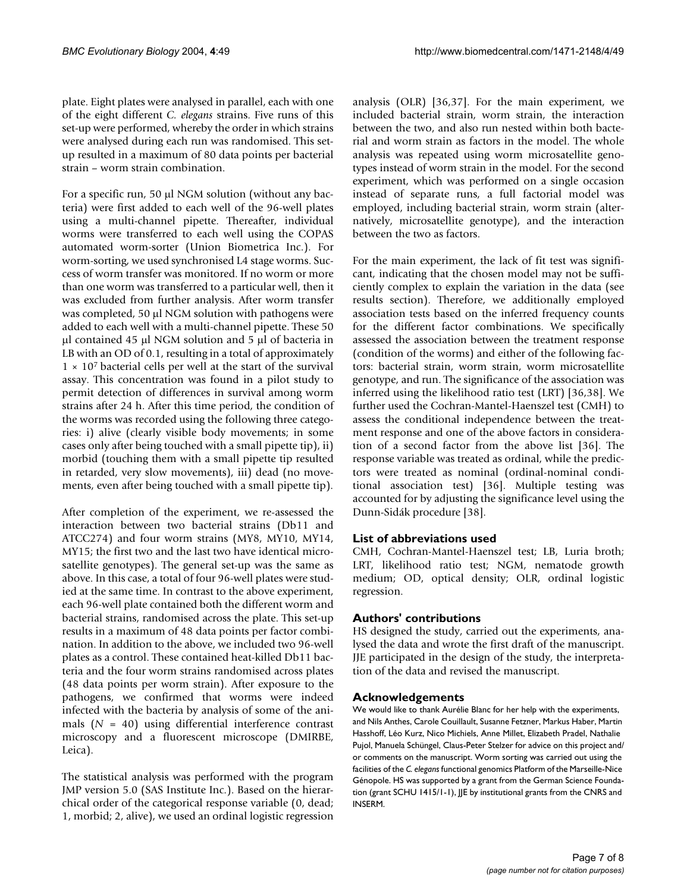plate. Eight plates were analysed in parallel, each with one of the eight different *C. elegans* strains. Five runs of this set-up were performed, whereby the order in which strains were analysed during each run was randomised. This set-up resulted in a maximum of 80 data points per bacterial strain – worm strain combination.

For a specific run, 50 μl NGM solution (without any bacteria) were first added to each well of the 96-well plates using a multi-channel pipette. Thereafter, individual worms were transferred to each well using the COPAS automated worm-sorter (Union Biometrica Inc.). For worm-sorting, we used synchronised L4 stage worms. Success of worm transfer was monitored. If no worm or more than one worm was transferred to a particular well, then it was excluded from further analysis. After worm transfer was completed, 50 μl NGM solution with pathogens were added to each well with a multi-channel pipette. These 50 μl contained 45 μl NGM solution and 5 μl of bacteria in LB with an OD of 0.1, resulting in a total of approximately $1 \times 10^7$ bacterial cells per well at the start of the survival assay. This concentration was found in a pilot study to permit detection of differences in survival among worm strains after 24 h. After this time period, the condition of the worms was recorded using the following three categories: i) alive (clearly visible body movements; in some cases only after being touched with a small pipette tip), ii) morbid (touching them with a small pipette tip resulted in retarded, very slow movements), iii) dead (no movements, even after being touched with a small pipette tip).

After completion of the experiment, we re-assessed the interaction between two bacterial strains (Db11 and ATCC274) and four worm strains (MY8, MY10, MY14, MY15; the first two and the last two have identical microsatellite genotypes). The general set-up was the same as above. In this case, a total of four 96-well plates were studied at the same time. In contrast to the above experiment, each 96-well plate contained both the different worm and bacterial strains, randomised across the plate. This set-up results in a maximum of 48 data points per factor combination. In addition to the above, we included two 96-well plates as a control. These contained heat-killed Db11 bacteria and the four worm strains randomised across plates (48 data points per worm strain). After exposure to the pathogens, we confirmed that worms were indeed infected with the bacteria by analysis of some of the animals ($N$ = 40) using differential interference contrast microscopy and a fluorescent microscope (DMIRBE, Leica).

The statistical analysis was performed with the program JMP version 5.0 (SAS Institute Inc.). Based on the hierarchical order of the categorical response variable (0, dead; 1, morbid; 2, alive), we used an ordinal logistic regression analysis (OLR) [36,37]. For the main experiment, we included bacterial strain, worm strain, the interaction between the two, and also run nested within both bacterial and worm strain as factors in the model. The whole analysis was repeated using worm microsatellite genotypes instead of worm strain in the model. For the second experiment, which was performed on a single occasion instead of separate runs, a full factorial model was employed, including bacterial strain, worm strain (alternatively, microsatellite genotype), and the interaction between the two as factors.

For the main experiment, the lack of fit test was significant, indicating that the chosen model may not be sufficiently complex to explain the variation in the data (see results section). Therefore, we additionally employed association tests based on the inferred frequency counts for the different factor combinations. We specifically assessed the association between the treatment response (condition of the worms) and either of the following factors: bacterial strain, worm strain, worm microsatellite genotype, and run. The significance of the association was inferred using the likelihood ratio test (LRT) [36,38]. We further used the Cochran-Mantel-Haenszel test (CMH) to assess the conditional independence between the treatment response and one of the above factors in consideration of a second factor from the above list [36]. The response variable was treated as ordinal, while the predictors were treated as nominal (ordinal-nominal conditional association test) [36]. Multiple testing was accounted for by adjusting the significance level using the Dunn-Sidák procedure [38].

## List of abbreviations used

CMH, Cochran-Mantel-Haenszel test; LB, Luria broth; LRT, likelihood ratio test; NGM, nematode growth medium; OD, optical density; OLR, ordinal logistic regression.

## Authors' contributions

HS designed the study, carried out the experiments, analysed the data and wrote the first draft of the manuscript. JJE participated in the design of the study, the interpretation of the data and revised the manuscript.

## Acknowledgements

We would like to thank Aurélie Blanc for her help with the experiments, and Nils Anthes, Carole Couillault, Susanne Fetzner, Markus Haber, Martin Hasshoff, Léo Kurz, Nico Michiels, Anne Millet, Elizabeth Pradel, Nathalie Pujol, Manuela Schüngel, Claus-Peter Stelzer for advice on this project and/or comments on the manuscript. Worm sorting was carried out using the facilities of the *C. elegans* functional genomics Platform of the Marseille-Nice Génopole. HS was supported by a grant from the German Science Foundation (grant SCHU 1415/1-1), JJE by institutional grants from the CNRS and INSERM.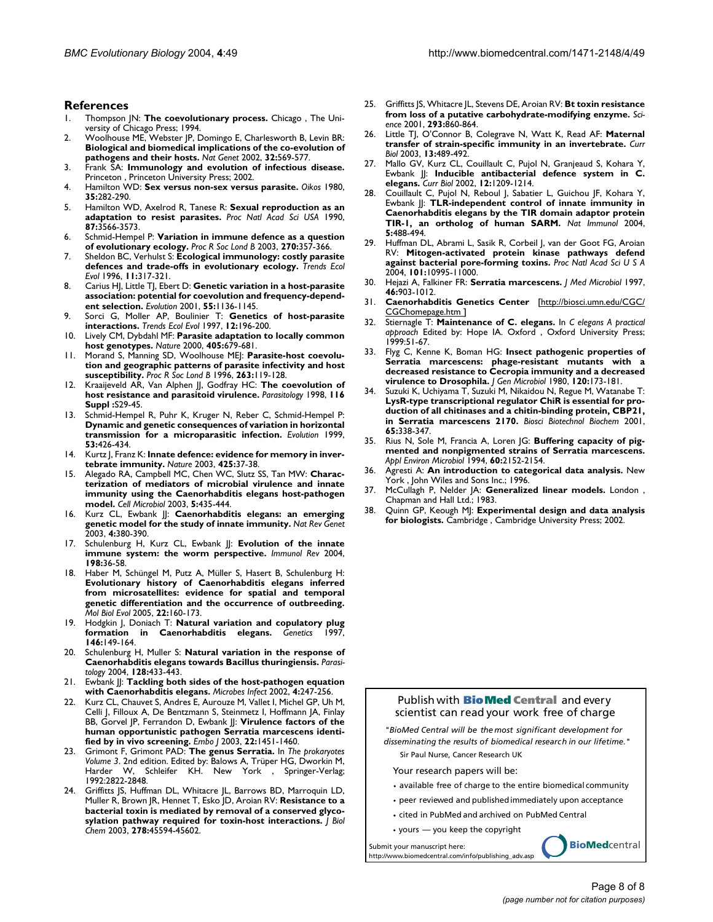## References

1. Thompson JN: **The coevolutionary process.** Chicago , The University of Chicago Press; 1994.
2. Woolhouse ME, Webster JP, Domingo E, Charlesworth B, Levin BR: **Biological and biomedical implications of the co-evolution of pathogens and their hosts.** *Nat Genet* 2002, **32:**569-577.
3. Frank SA: **Immunology and evolution of infectious disease.** Princeton , Princeton University Press; 2002.
4. Hamilton WD: **Sex versus non-sex versus parasite.** *Oikos* 1980, **35:**282-290.
5. Hamilton WD, Axelrod R, Tanese R: **Sexual reproduction as an adaptation to resist parasites.** *Proc Natl Acad Sci USA* 1990, **87:**3566-3573.
6. Schmid-Hempel P: **Variation in immune defence as a question of evolutionary ecology.** *Proc R Soc Lond B* 2003, **270:**357-366.
7. Sheldon BC, Verhulst S: **Ecological immunology: costly parasite defences and trade-offs in evolutionary ecology.** *Trends Ecol Evol* 1996, **11:**317-321.
8. Carius HJ, Little TJ, Ebert D: **Genetic variation in a host-parasite association: potential for coevolution and frequency-dependent selection.** *Evolution* 2001, **55:**1136-1145.
9. Sorci G, Moller AP, Boulinier T: **Genetics of host-parasite interactions.** *Trends Ecol Evol* 1997, **12:**196-200.
10. Lively CM, Dybdahl MF: **Parasite adaptation to locally common host genotypes.** *Nature* 2000, **405:**679-681.
11. Morand S, Manning SD, Woolhouse MEJ: **Parasite-host coevolution and geographic patterns of parasite infectivity and host susceptibility.** *Proc R Soc Lond B* 1996, **263:**119-128.
12. Kraaijeveld AR, Van Alphen JJ, Godfray HC: **The coevolution of host resistance and parasitoid virulence.** *Parasitology* 1998, **116 Suppl :**S29-45.
13. Schmid-Hempel R, Puhr K, Kruger N, Reber C, Schmid-Hempel P: **Dynamic and genetic consequences of variation in horizontal transmission for a microparasitic infection.** *Evolution* 1999, **53:**426-434.
14. Kurtz J, Franz K: **Innate defence: evidence for memory in invertebrate immunity.** *Nature* 2003, **425:**37-38.
15. Alegado RA, Campbell MC, Chen WC, Slutz SS, Tan MW: **Characterization of mediators of microbial virulence and innate immunity using the Caenorhabditis elegans host-pathogen model.** *Cell Microbiol* 2003, **5:**435-444.
16. Kurz CL, Ewbank JJ: **Caenorhabditis elegans: an emerging genetic model for the study of innate immunity.** *Nat Rev Genet* 2003, **4:**380-390.
17. Schulenburg H, Kurz CL, Ewbank JJ: **Evolution of the innate immune system: the worm perspective.** *Immunol Rev* 2004, **198:**36-58.
18. Haber M, Schüngel M, Putz A, Müller S, Hasert B, Schulenburg H: **Evolutionary history of Caenorhabditis elegans inferred from microsatellites: evidence for spatial and temporal genetic differentiation and the occurrence of outbreeding.** *Mol Biol Evol* 2005, **22:**160-173.
19. Hodgkin J, Doniach T: **Natural variation and copulatory plug formation in Caenorhabditis elegans.** *Genetics* 1997, **146:**149-164.
20. Schulenburg H, Muller S: **Natural variation in the response of Caenorhabditis elegans towards Bacillus thuringiensis.** *Parasitology* 2004, **128:**433-443.
21. Ewbank JJ: **Tackling both sides of the host-pathogen equation with Caenorhabditis elegans.** *Microbes Infect* 2002, **4:**247-256.
22. Kurz CL, Chauvet S, Andres E, Aurouze M, Vallet I, Michel GP, Uh M, Celli J, Filloux A, De Bentzmann S, Steinmetz I, Hoffmann JA, Finlay BB, Gorvel JP, Ferrandon D, Ewbank JJ: **Virulence factors of the human opportunistic pathogen Serratia marcescens identified by in vivo screening.** *Embo J* 2003, **22:**1451-1460.
23. Grimont F, Grimont PAD: **The genus Serratia.** In *The prokaryotes Volume 3*. 2nd edition. Edited by: Balows A, Trüper HG, Dworkin M, Harder W, Schleifer KH. New York , Springer-Verlag; 1992:2822-2848.
24. Griffitts JS, Huffman DL, Whitacre JL, Barrows BD, Marroquin LD, Muller R, Brown JR, Hennet T, Esko JD, Aroian RV: **Resistance to a bacterial toxin is mediated by removal of a conserved glycosylation pathway required for toxin-host interactions.** *J Biol Chem* 2003, **278:**45594-45602.
25. Griffitts JS, Whitacre JL, Stevens DE, Aroian RV: **Bt toxin resistance from loss of a putative carbohydrate-modifying enzyme.** *Science* 2001, **293:**860-864.
26. Little TJ, O'Connor B, Colegrave N, Watt K, Read AF: **Maternal transfer of strain-specific immunity in an invertebrate.** *Curr Biol* 2003, **13:**489-492.
27. Mallo GV, Kurz CL, Couillault C, Pujol N, Granjeaud S, Kohara Y, Ewbank JJ: **Inducible antibacterial defence system in C. elegans.** *Curr Biol* 2002, **12:**1209-1214.
28. Couillault C, Pujol N, Reboul J, Sabatier L, Guichou JF, Kohara Y, Ewbank JJ: **TLR-independent control of innate immunity in Caenorhabditis elegans by the TIR domain adaptor protein TIR-1, an ortholog of human SARM.** *Nat Immunol* 2004, **5:**488-494.
29. Huffman DL, Abrami L, Sasik R, Corbeil J, van der Goot FG, Aroian RV: **Mitogen-activated protein kinase pathways defend against bacterial pore-forming toxins.** *Proc Natl Acad Sci U S A* 2004, **101:**10995-11000.
30. Hejazi A, Falkiner FR: **Serratia marcescens.** *J Med Microbiol* 1997, **46:**903-1012.
31. **Caenorhabditis Genetics Center** [http://biosci.umn.edu/CGC/CGChomepage.htm ]
32. Stiernagle T: **Maintenance of C. elegans.** In *C elegans A practical approach* Edited by: Hope IA. Oxford , Oxford University Press; 1999:51-67.
33. Flyg C, Kenne K, Boman HG: **Insect pathogenic properties of Serratia marcescens: phage-resistant mutants with a decreased resistance to Cecropia immunity and a decreased virulence to Drosophila.** *J Gen Microbiol* 1980, **120:**173-181.
34. Suzuki K, Uchiyama T, Suzuki M, Nikaidou N, Regue M, Watanabe T: **LysR-type transcriptional regulator ChiR is essential for production of all chitinases and a chitin-binding protein, CBP21, in Serratia marcescens 2170.** *Biosci Biotechnol Biochem* 2001, **65:**338-347.
35. Rius N, Sole M, Francia A, Loren JG: **Buffering capacity of pigmented and nonpigmented strains of Serratia marcescens.** *Appl Environ Microbiol* 1994, **60:**2152-2154.
36. Agresti A: **An introduction to categorical data analysis.** New York , John Wiles and Sons Inc.; 1996.
37. McCullagh P, Nelder JA: **Generalized linear models.** London , Chapman and Hall Ltd.; 1983.
38. Quinn GP, Keough MJ: **Experimental design and data analysis for biologists.** Cambridge , Cambridge University Press; 2002.

Publish with **BioMed Central** and every scientist can read your work free of charge

*"BioMed Central will be the most significant development for disseminating the results of biomedical research in our lifetime."*

Sir Paul Nurse, Cancer Research UK

Your research papers will be:

- available free of charge to the entire biomedical community
- peer reviewed and published immediately upon acceptance
- cited in PubMed and archived on PubMed Central
- yours — you keep the copyright

Submit your manuscript here:
http://www.biomedcentral.com/info/publishing_adv.asp

BioMedcentral